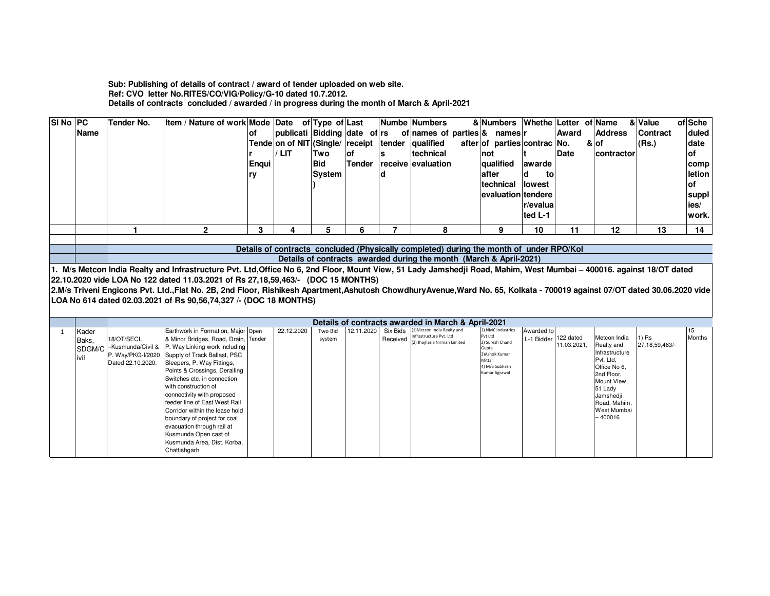**Sub: Publishing of details of contract / award of tender uploaded on web site.**
**Ref: CVO letter No.RITES/CO/VIG/Policy/G-10 dated 10.7.2012.**
**Details of contracts concluded / awarded / in progress during the month of March & April-2021**

| Sl No | PC Name | Tender No. | Item / Nature of work | Mode of Tender Enquiry | Date of publication of NIT / LIT | Type of Bidding (Single/ Two Bid System) | Last date of receipt of Tender | Numbers of tenders received | Numbers of names of parties & qualified after technical evaluation | Numbers & names of parties not qualified after technical evaluation | Whether contract awarded to lowest tenderer/evaluated L-1 | Letter of Award No. & Date | Name & Address of contractor | Value of Contract (Rs.) | Scheduled date of completion of supplies/ work. |
|---|---|---|---|---|---|---|---|---|---|---|---|---|---|---|---|
| | | 1 | 2 | 3 | 4 | 5 | 6 | 7 | 8 | 9 | 10 | 11 | 12 | 13 | 14 |
| | | **Details of contracts concluded (Physically completed) during the month of under RPO/Kol** | | | | | | | | | | | | | |
| | | **Details of contracts awarded during the month (March & April-2021)** | | | | | | | | | | | | | |

**1. M/s Metcon India Realty and Infrastructure Pvt. Ltd,Office No 6, 2nd Floor, Mount View, 51 Lady Jamshedji Road, Mahim, West Mumbai – 400016. against 18/OT dated 22.10.2020 vide LOA No 122 dated 11.03.2021 of Rs 27,18,59,463/- (DOC 15 MONTHS)**

**2.M/s Triveni Engicons Pvt. Ltd.,Flat No. 2B, 2nd Floor, Rishikesh Apartment,Ashutosh ChowdhuryAvenue,Ward No. 65, Kolkata - 700019 against 07/OT dated 30.06.2020 vide LOA No 614 dated 02.03.2021 of Rs 90,56,74,327 /- (DOC 18 MONTHS)**

**Details of contracts awarded in March & April-2021**

| Sl No | PC Name | Tender No. | Item / Nature of work | Mode of Tender Enquiry | Date of publication of NIT / LIT | Type of Bidding | Last date of receipt of Tender | Numbers of tenders received | Numbers of names of parties & qualified after technical evaluation | Numbers & names of parties not qualified after technical evaluation | Whether contract awarded to lowest tenderer/evaluated L-1 | Letter of Award No. & Date | Name & Address of contractor | Value of Contract (Rs.) | Scheduled date of completion |
|---|---|---|---|---|---|---|---|---|---|---|---|---|---|---|---|
| 1 | Kader Baks, SDGM/Civil | 18/OT/SECL –Kusmunda/Civil & P. Way/PKG-I/2020 Dated 22.10.2020. | Earthwork in Formation, Major & Minor Bridges, Road, Drain, P. Way Linking work including Supply of Track Ballast, PSC Sleepers, P. Way Fittings, Points & Crossings, Derailing Switches etc. in connection with construction of connectivity with proposed feeder line of East West Rail Corridor within the lease hold boundary of project for coal evacuation through rail at Kusmunda Open cast of Kusmunda Area, Dist. Korba, Chattishgarh | Open Tender | 22.12.2020 | Two Bid system | 12.11.2020 | Six Bids Received | (1)Metcon India Realty and Infrastructure Pvt. Ltd (2) Jhajharia Nirman Limited | 1) NMC Industries Pvt Ltd 2) Suresh Chand Gupta 3)Ashok Kumar Mittal 4) M/S Subhash Kumar Agrawal | Awarded to L-1 Bidder | 122 dated 11.03.2021, | Metcon India Realty and Infrastructure Pvt. Ltd, Office No 6, 2nd Floor, Mount View, 51 Lady Jamshedji Road, Mahim, West Mumbai – 400016 | 1) Rs 27,18,59,463/- | 15 Months |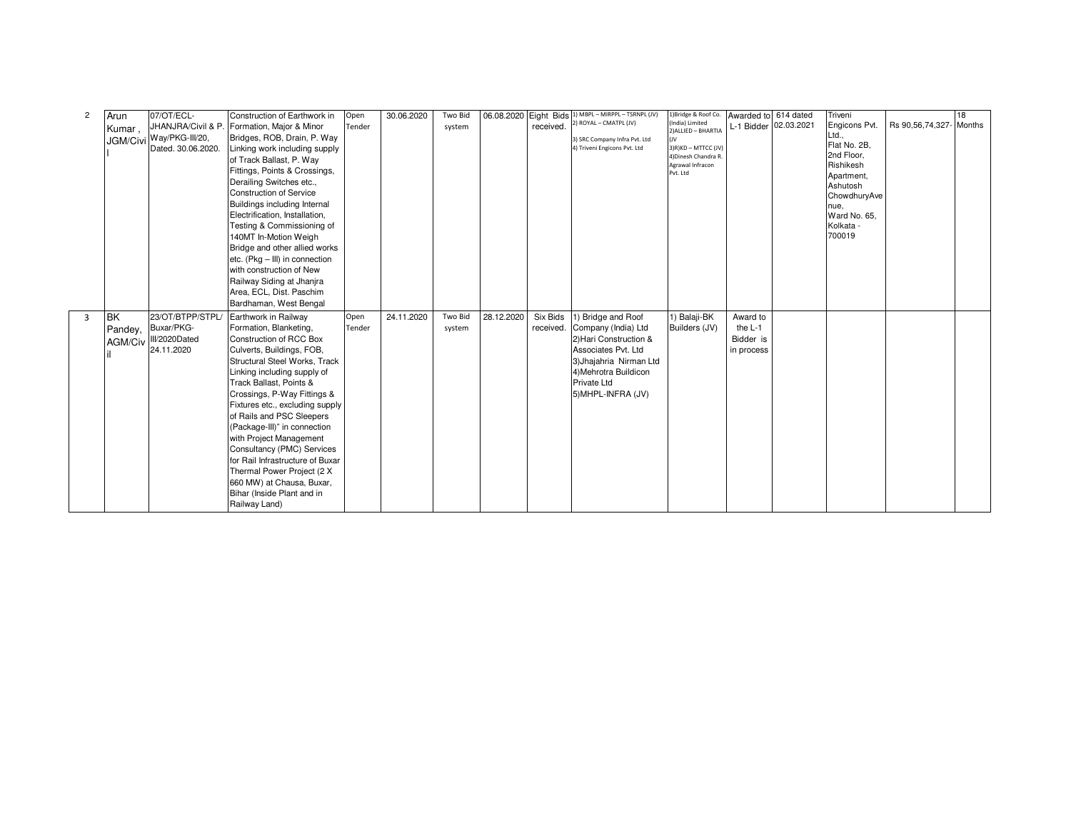| | | | | | | | | | | | | | | |
|---|---|---|---|---|---|---|---|---|---|---|---|---|---|---|
| 2 | Arun Kumar, JGM/Civil | 07/OT/ECL-JHANJRA/Civil & P. Way/PKG-III/20, Dated. 30.06.2020. | Construction of Earthwork in Formation, Major & Minor Bridges, ROB, Drain, P. Way Linking work including supply of Track Ballast, P. Way Fittings, Points & Crossings, Derailing Switches etc., Construction of Service Buildings including Internal Electrification, Installation, Testing & Commissioning of 140MT In-Motion Weigh Bridge and other allied works etc. (Pkg – III) in connection with construction of New Railway Siding at Jhanjra Area, ECL, Dist. Paschim Bardhaman, West Bengal | Open Tender | 30.06.2020 | Two Bid system | 06.08.2020 | Eight Bids received. | 1) MBPL – MIRPPL – TSRNPL (JV) 2) ROYAL – CMATPL (JV) 3) SRC Company Infra Pvt. Ltd 4) Triveni Engicons Pvt. Ltd | 1)Bridge & Roof Co. (India) Limited 2)ALLIED – BHARTIA (JV 3)R)KD – MTTCC (JV) 4)Dinesh Chandra R. Agrawal Infracon Pvt. Ltd | Awarded to L-1 Bidder | 614 dated 02.03.2021 | Triveni Engicons Pvt. Ltd., Flat No. 2B, 2nd Floor, Rishikesh Apartment, Ashutosh ChowdhuryAvenue, Ward No. 65, Kolkata - 700019 | Rs 90,56,74,327- | 18 Months |
| 3 | BK Pandey, AGM/Civil | 23/OT/BTPP/STPL/Buxar/PKG-III/2020Dated 24.11.2020 | Earthwork in Railway Formation, Blanketing, Construction of RCC Box Culverts, Buildings, FOB, Structural Steel Works, Track Linking including supply of Track Ballast, Points & Crossings, P-Way Fittings & Fixtures etc., excluding supply of Rails and PSC Sleepers (Package-III)" in connection with Project Management Consultancy (PMC) Services for Rail Infrastructure of Buxar Thermal Power Project (2 X 660 MW) at Chausa, Buxar, Bihar (Inside Plant and in Railway Land) | Open Tender | 24.11.2020 | Two Bid system | 28.12.2020 | Six Bids received. | 1) Bridge and Roof Company (India) Ltd 2)Hari Construction & Associates Pvt. Ltd 3)Jhajahria Nirman Ltd 4)Mehrotra Buildicon Private Ltd 5)MHPL-INFRA (JV) | 1) Balaji-BK Builders (JV) | Award to the L-1 Bidder is in process | | | | |